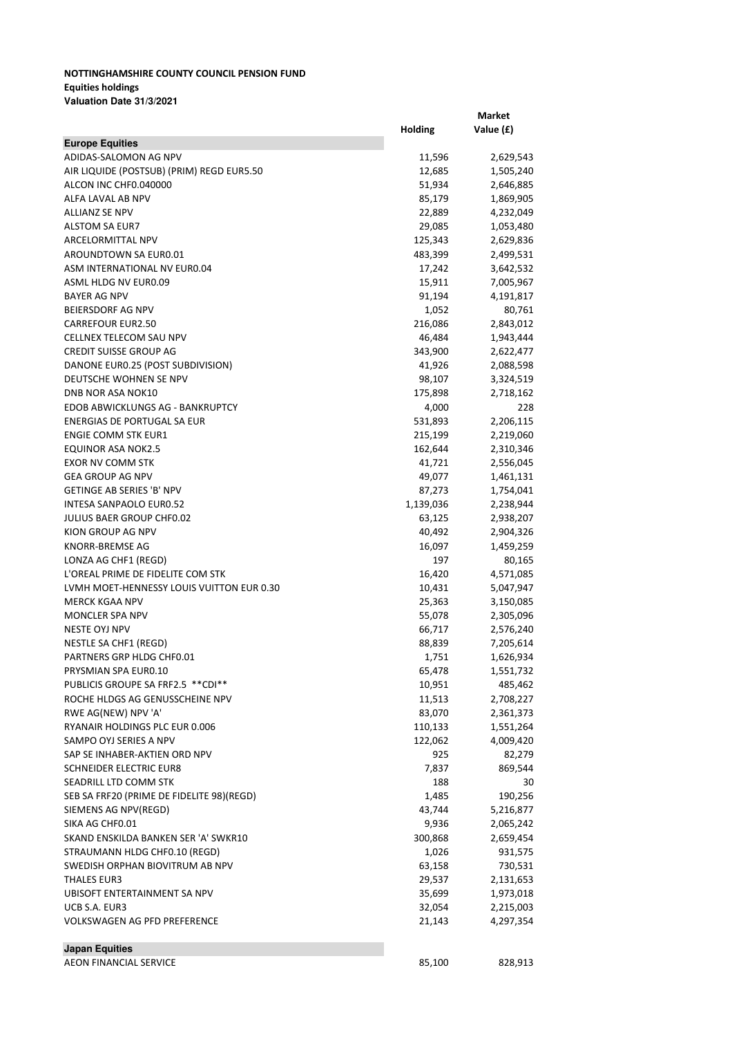**NOTTINGHAMSHIRE COUNTY COUNCIL PENSION FUND**
**Equities holdings**
**Valuation Date 31/3/2021**

| | Holding | Market Value (£) |
|---|---|---|
| **Europe Equities** | | |
| ADIDAS-SALOMON AG NPV | 11,596 | 2,629,543 |
| AIR LIQUIDE (POSTSUB) (PRIM) REGD EUR5.50 | 12,685 | 1,505,240 |
| ALCON INC CHF0.040000 | 51,934 | 2,646,885 |
| ALFA LAVAL AB NPV | 85,179 | 1,869,905 |
| ALLIANZ SE NPV | 22,889 | 4,232,049 |
| ALSTOM SA EUR7 | 29,085 | 1,053,480 |
| ARCELORMITTAL NPV | 125,343 | 2,629,836 |
| AROUNDTOWN SA EUR0.01 | 483,399 | 2,499,531 |
| ASM INTERNATIONAL NV EUR0.04 | 17,242 | 3,642,532 |
| ASML HLDG NV EUR0.09 | 15,911 | 7,005,967 |
| BAYER AG NPV | 91,194 | 4,191,817 |
| BEIERSDORF AG NPV | 1,052 | 80,761 |
| CARREFOUR EUR2.50 | 216,086 | 2,843,012 |
| CELLNEX TELECOM SAU NPV | 46,484 | 1,943,444 |
| CREDIT SUISSE GROUP AG | 343,900 | 2,622,477 |
| DANONE EUR0.25 (POST SUBDIVISION) | 41,926 | 2,088,598 |
| DEUTSCHE WOHNEN SE NPV | 98,107 | 3,324,519 |
| DNB NOR ASA NOK10 | 175,898 | 2,718,162 |
| EDOB ABWICKLUNGS AG - BANKRUPTCY | 4,000 | 228 |
| ENERGIAS DE PORTUGAL SA EUR | 531,893 | 2,206,115 |
| ENGIE COMM STK EUR1 | 215,199 | 2,219,060 |
| EQUINOR ASA NOK2.5 | 162,644 | 2,310,346 |
| EXOR NV COMM STK | 41,721 | 2,556,045 |
| GEA GROUP AG NPV | 49,077 | 1,461,131 |
| GETINGE AB SERIES 'B' NPV | 87,273 | 1,754,041 |
| INTESA SANPAOLO EUR0.52 | 1,139,036 | 2,238,944 |
| JULIUS BAER GROUP CHF0.02 | 63,125 | 2,938,207 |
| KION GROUP AG NPV | 40,492 | 2,904,326 |
| KNORR-BREMSE AG | 16,097 | 1,459,259 |
| LONZA AG CHF1 (REGD) | 197 | 80,165 |
| L'OREAL PRIME DE FIDELITE COM STK | 16,420 | 4,571,085 |
| LVMH MOET-HENNESSY LOUIS VUITTON EUR 0.30 | 10,431 | 5,047,947 |
| MERCK KGAA NPV | 25,363 | 3,150,085 |
| MONCLER SPA NPV | 55,078 | 2,305,096 |
| NESTE OYJ NPV | 66,717 | 2,576,240 |
| NESTLE SA CHF1 (REGD) | 88,839 | 7,205,614 |
| PARTNERS GRP HLDG CHF0.01 | 1,751 | 1,626,934 |
| PRYSMIAN SPA EUR0.10 | 65,478 | 1,551,732 |
| PUBLICIS GROUPE SA FRF2.5 **CDI** | 10,951 | 485,462 |
| ROCHE HLDGS AG GENUSSCHEINE NPV | 11,513 | 2,708,227 |
| RWE AG(NEW) NPV 'A' | 83,070 | 2,361,373 |
| RYANAIR HOLDINGS PLC EUR 0.006 | 110,133 | 1,551,264 |
| SAMPO OYJ SERIES A NPV | 122,062 | 4,009,420 |
| SAP SE INHABER-AKTIEN ORD NPV | 925 | 82,279 |
| SCHNEIDER ELECTRIC EUR8 | 7,837 | 869,544 |
| SEADRILL LTD COMM STK | 188 | 30 |
| SEB SA FRF20 (PRIME DE FIDELITE 98)(REGD) | 1,485 | 190,256 |
| SIEMENS AG NPV(REGD) | 43,744 | 5,216,877 |
| SIKA AG CHF0.01 | 9,936 | 2,065,242 |
| SKAND ENSKILDA BANKEN SER 'A' SWKR10 | 300,868 | 2,659,454 |
| STRAUMANN HLDG CHF0.10 (REGD) | 1,026 | 931,575 |
| SWEDISH ORPHAN BIOVITRUM AB NPV | 63,158 | 730,531 |
| THALES EUR3 | 29,537 | 2,131,653 |
| UBISOFT ENTERTAINMENT SA NPV | 35,699 | 1,973,018 |
| UCB S.A. EUR3 | 32,054 | 2,215,003 |
| VOLKSWAGEN AG PFD PREFERENCE | 21,143 | 4,297,354 |
| | | |
| **Japan Equities** | | |
| AEON FINANCIAL SERVICE | 85,100 | 828,913 |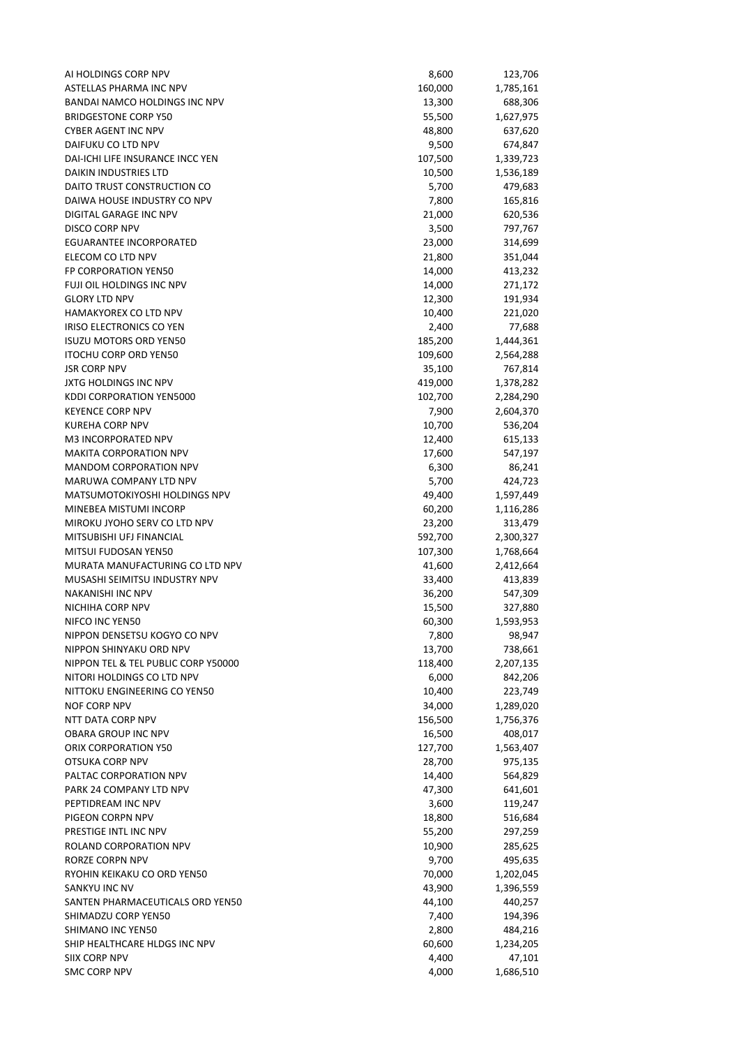| | | |
|---|---|---|
| AI HOLDINGS CORP NPV | 8,600 | 123,706 |
| ASTELLAS PHARMA INC NPV | 160,000 | 1,785,161 |
| BANDAI NAMCO HOLDINGS INC NPV | 13,300 | 688,306 |
| BRIDGESTONE CORP Y50 | 55,500 | 1,627,975 |
| CYBER AGENT INC NPV | 48,800 | 637,620 |
| DAIFUKU CO LTD NPV | 9,500 | 674,847 |
| DAI-ICHI LIFE INSURANCE INCC YEN | 107,500 | 1,339,723 |
| DAIKIN INDUSTRIES LTD | 10,500 | 1,536,189 |
| DAITO TRUST CONSTRUCTION CO | 5,700 | 479,683 |
| DAIWA HOUSE INDUSTRY CO NPV | 7,800 | 165,816 |
| DIGITAL GARAGE INC NPV | 21,000 | 620,536 |
| DISCO CORP NPV | 3,500 | 797,767 |
| EGUARANTEE INCORPORATED | 23,000 | 314,699 |
| ELECOM CO LTD NPV | 21,800 | 351,044 |
| FP CORPORATION YEN50 | 14,000 | 413,232 |
| FUJI OIL HOLDINGS INC NPV | 14,000 | 271,172 |
| GLORY LTD NPV | 12,300 | 191,934 |
| HAMAKYOREX CO LTD NPV | 10,400 | 221,020 |
| IRISO ELECTRONICS CO YEN | 2,400 | 77,688 |
| ISUZU MOTORS ORD YEN50 | 185,200 | 1,444,361 |
| ITOCHU CORP ORD YEN50 | 109,600 | 2,564,288 |
| JSR CORP NPV | 35,100 | 767,814 |
| JXTG HOLDINGS INC NPV | 419,000 | 1,378,282 |
| KDDI CORPORATION YEN5000 | 102,700 | 2,284,290 |
| KEYENCE CORP NPV | 7,900 | 2,604,370 |
| KUREHA CORP NPV | 10,700 | 536,204 |
| M3 INCORPORATED NPV | 12,400 | 615,133 |
| MAKITA CORPORATION NPV | 17,600 | 547,197 |
| MANDOM CORPORATION NPV | 6,300 | 86,241 |
| MARUWA COMPANY LTD NPV | 5,700 | 424,723 |
| MATSUMOTOKIYOSHI HOLDINGS NPV | 49,400 | 1,597,449 |
| MINEBEA MISTUMI INCORP | 60,200 | 1,116,286 |
| MIROKU JYOHO SERV CO LTD NPV | 23,200 | 313,479 |
| MITSUBISHI UFJ FINANCIAL | 592,700 | 2,300,327 |
| MITSUI FUDOSAN YEN50 | 107,300 | 1,768,664 |
| MURATA MANUFACTURING CO LTD NPV | 41,600 | 2,412,664 |
| MUSASHI SEIMITSU INDUSTRY NPV | 33,400 | 413,839 |
| NAKANISHI INC NPV | 36,200 | 547,309 |
| NICHIHA CORP NPV | 15,500 | 327,880 |
| NIFCO INC YEN50 | 60,300 | 1,593,953 |
| NIPPON DENSETSU KOGYO CO NPV | 7,800 | 98,947 |
| NIPPON SHINYAKU ORD NPV | 13,700 | 738,661 |
| NIPPON TEL & TEL PUBLIC CORP Y50000 | 118,400 | 2,207,135 |
| NITORI HOLDINGS CO LTD NPV | 6,000 | 842,206 |
| NITTOKU ENGINEERING CO YEN50 | 10,400 | 223,749 |
| NOF CORP NPV | 34,000 | 1,289,020 |
| NTT DATA CORP NPV | 156,500 | 1,756,376 |
| OBARA GROUP INC NPV | 16,500 | 408,017 |
| ORIX CORPORATION Y50 | 127,700 | 1,563,407 |
| OTSUKA CORP NPV | 28,700 | 975,135 |
| PALTAC CORPORATION NPV | 14,400 | 564,829 |
| PARK 24 COMPANY LTD NPV | 47,300 | 641,601 |
| PEPTIDREAM INC NPV | 3,600 | 119,247 |
| PIGEON CORPN NPV | 18,800 | 516,684 |
| PRESTIGE INTL INC NPV | 55,200 | 297,259 |
| ROLAND CORPORATION NPV | 10,900 | 285,625 |
| RORZE CORPN NPV | 9,700 | 495,635 |
| RYOHIN KEIKAKU CO ORD YEN50 | 70,000 | 1,202,045 |
| SANKYU INC NV | 43,900 | 1,396,559 |
| SANTEN PHARMACEUTICALS ORD YEN50 | 44,100 | 440,257 |
| SHIMADZU CORP YEN50 | 7,400 | 194,396 |
| SHIMANO INC YEN50 | 2,800 | 484,216 |
| SHIP HEALTHCARE HLDGS INC NPV | 60,600 | 1,234,205 |
| SIIX CORP NPV | 4,400 | 47,101 |
| SMC CORP NPV | 4,000 | 1,686,510 |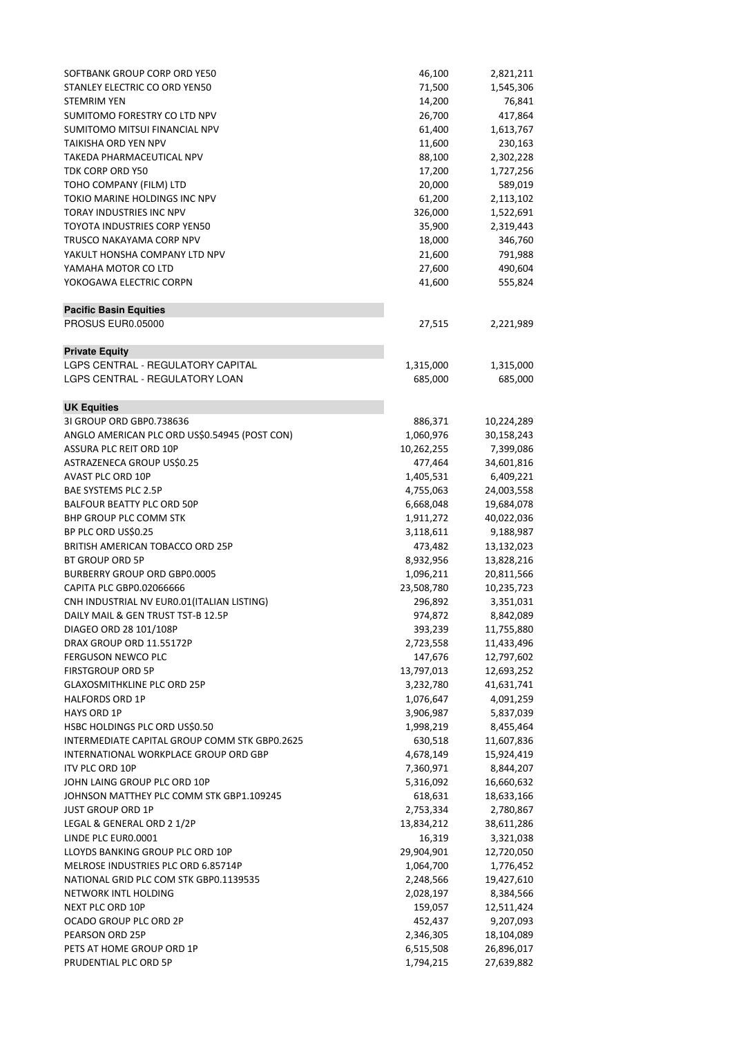| | | |
|---|---|---|
| SOFTBANK GROUP CORP ORD YE50 | 46,100 | 2,821,211 |
| STANLEY ELECTRIC CO ORD YEN50 | 71,500 | 1,545,306 |
| STEMRIM YEN | 14,200 | 76,841 |
| SUMITOMO FORESTRY CO LTD NPV | 26,700 | 417,864 |
| SUMITOMO MITSUI FINANCIAL NPV | 61,400 | 1,613,767 |
| TAIKISHA ORD YEN NPV | 11,600 | 230,163 |
| TAKEDA PHARMACEUTICAL NPV | 88,100 | 2,302,228 |
| TDK CORP ORD Y50 | 17,200 | 1,727,256 |
| TOHO COMPANY (FILM) LTD | 20,000 | 589,019 |
| TOKIO MARINE HOLDINGS INC NPV | 61,200 | 2,113,102 |
| TORAY INDUSTRIES INC NPV | 326,000 | 1,522,691 |
| TOYOTA INDUSTRIES CORP YEN50 | 35,900 | 2,319,443 |
| TRUSCO NAKAYAMA CORP NPV | 18,000 | 346,760 |
| YAKULT HONSHA COMPANY LTD NPV | 21,600 | 791,988 |
| YAMAHA MOTOR CO LTD | 27,600 | 490,604 |
| YOKOGAWA ELECTRIC CORPN | 41,600 | 555,824 |
| **Pacific Basin Equities** | | |
| PROSUS EUR0.05000 | 27,515 | 2,221,989 |
| **Private Equity** | | |
| LGPS CENTRAL - REGULATORY CAPITAL | 1,315,000 | 1,315,000 |
| LGPS CENTRAL - REGULATORY LOAN | 685,000 | 685,000 |
| **UK Equities** | | |
| 3I GROUP ORD GBP0.738636 | 886,371 | 10,224,289 |
| ANGLO AMERICAN PLC ORD US$0.54945 (POST CON) | 1,060,976 | 30,158,243 |
| ASSURA PLC REIT ORD 10P | 10,262,255 | 7,399,086 |
| ASTRAZENECA GROUP US$0.25 | 477,464 | 34,601,816 |
| AVAST PLC ORD 10P | 1,405,531 | 6,409,221 |
| BAE SYSTEMS PLC 2.5P | 4,755,063 | 24,003,558 |
| BALFOUR BEATTY PLC ORD 50P | 6,668,048 | 19,684,078 |
| BHP GROUP PLC COMM STK | 1,911,272 | 40,022,036 |
| BP PLC ORD US$0.25 | 3,118,611 | 9,188,987 |
| BRITISH AMERICAN TOBACCO ORD 25P | 473,482 | 13,132,023 |
| BT GROUP ORD 5P | 8,932,956 | 13,828,216 |
| BURBERRY GROUP ORD GBP0.0005 | 1,096,211 | 20,811,566 |
| CAPITA PLC GBP0.02066666 | 23,508,780 | 10,235,723 |
| CNH INDUSTRIAL NV EUR0.01(ITALIAN LISTING) | 296,892 | 3,351,031 |
| DAILY MAIL & GEN TRUST TST-B 12.5P | 974,872 | 8,842,089 |
| DIAGEO ORD 28 101/108P | 393,239 | 11,755,880 |
| DRAX GROUP ORD 11.55172P | 2,723,558 | 11,433,496 |
| FERGUSON NEWCO PLC | 147,676 | 12,797,602 |
| FIRSTGROUP ORD 5P | 13,797,013 | 12,693,252 |
| GLAXOSMITHKLINE PLC ORD 25P | 3,232,780 | 41,631,741 |
| HALFORDS ORD 1P | 1,076,647 | 4,091,259 |
| HAYS ORD 1P | 3,906,987 | 5,837,039 |
| HSBC HOLDINGS PLC ORD US$0.50 | 1,998,219 | 8,455,464 |
| INTERMEDIATE CAPITAL GROUP COMM STK GBP0.2625 | 630,518 | 11,607,836 |
| INTERNATIONAL WORKPLACE GROUP ORD GBP | 4,678,149 | 15,924,419 |
| ITV PLC ORD 10P | 7,360,971 | 8,844,207 |
| JOHN LAING GROUP PLC ORD 10P | 5,316,092 | 16,660,632 |
| JOHNSON MATTHEY PLC COMM STK GBP1.109245 | 618,631 | 18,633,166 |
| JUST GROUP ORD 1P | 2,753,334 | 2,780,867 |
| LEGAL & GENERAL ORD 2 1/2P | 13,834,212 | 38,611,286 |
| LINDE PLC EUR0.0001 | 16,319 | 3,321,038 |
| LLOYDS BANKING GROUP PLC ORD 10P | 29,904,901 | 12,720,050 |
| MELROSE INDUSTRIES PLC ORD 6.85714P | 1,064,700 | 1,776,452 |
| NATIONAL GRID PLC COM STK GBP0.1139535 | 2,248,566 | 19,427,610 |
| NETWORK INTL HOLDING | 2,028,197 | 8,384,566 |
| NEXT PLC ORD 10P | 159,057 | 12,511,424 |
| OCADO GROUP PLC ORD 2P | 452,437 | 9,207,093 |
| PEARSON ORD 25P | 2,346,305 | 18,104,089 |
| PETS AT HOME GROUP ORD 1P | 6,515,508 | 26,896,017 |
| PRUDENTIAL PLC ORD 5P | 1,794,215 | 27,639,882 |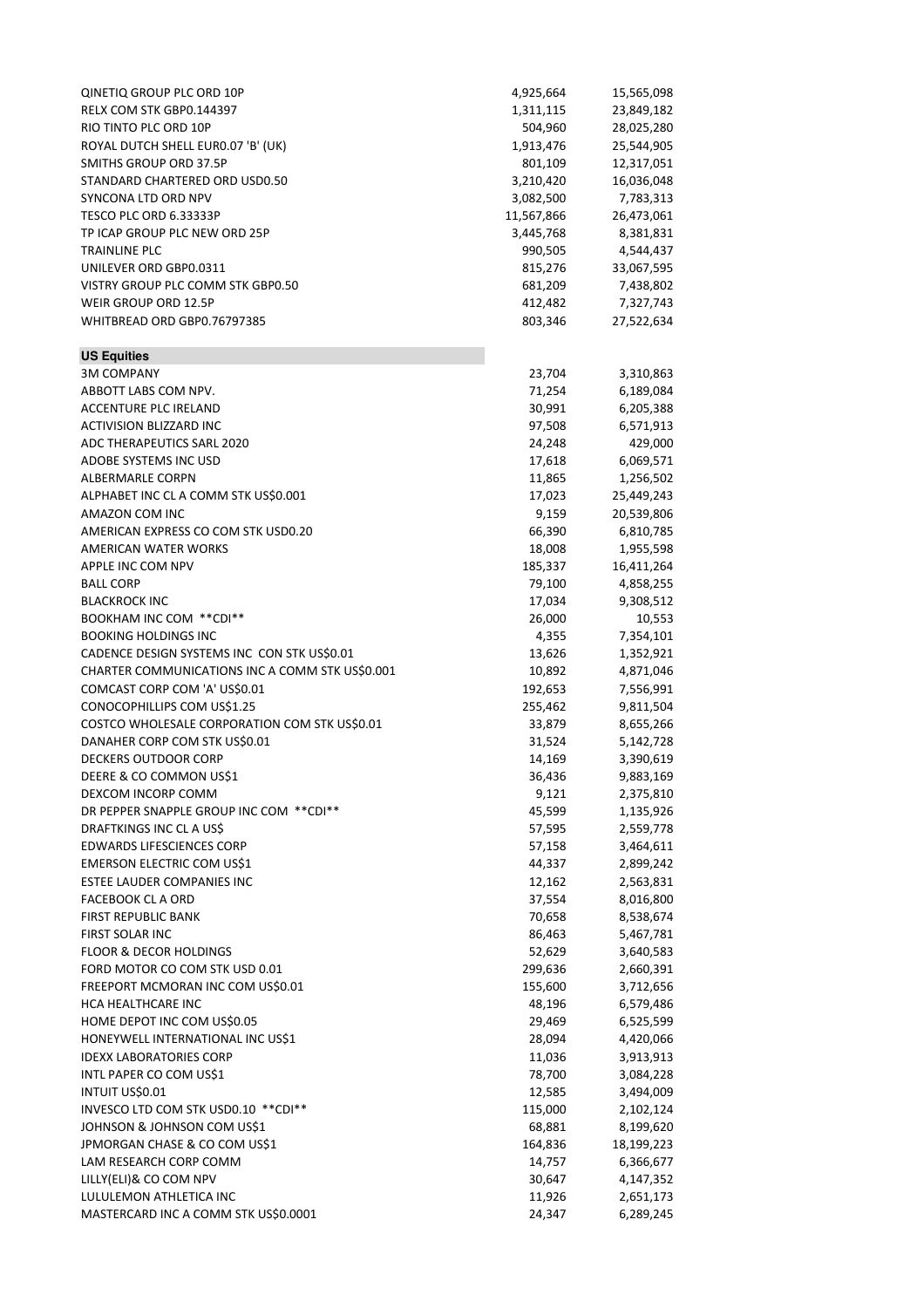| | | |
|---|---|---|
| QINETIQ GROUP PLC ORD 10P | 4,925,664 | 15,565,098 |
| RELX COM STK GBP0.144397 | 1,311,115 | 23,849,182 |
| RIO TINTO PLC ORD 10P | 504,960 | 28,025,280 |
| ROYAL DUTCH SHELL EUR0.07 'B' (UK) | 1,913,476 | 25,544,905 |
| SMITHS GROUP ORD 37.5P | 801,109 | 12,317,051 |
| STANDARD CHARTERED ORD USD0.50 | 3,210,420 | 16,036,048 |
| SYNCONA LTD ORD NPV | 3,082,500 | 7,783,313 |
| TESCO PLC ORD 6.33333P | 11,567,866 | 26,473,061 |
| TP ICAP GROUP PLC NEW ORD 25P | 3,445,768 | 8,381,831 |
| TRAINLINE PLC | 990,505 | 4,544,437 |
| UNILEVER ORD GBP0.0311 | 815,276 | 33,067,595 |
| VISTRY GROUP PLC COMM STK GBP0.50 | 681,209 | 7,438,802 |
| WEIR GROUP ORD 12.5P | 412,482 | 7,327,743 |
| WHITBREAD ORD GBP0.76797385 | 803,346 | 27,522,634 |
| | | |
| **US Equities** | | |
| 3M COMPANY | 23,704 | 3,310,863 |
| ABBOTT LABS COM NPV. | 71,254 | 6,189,084 |
| ACCENTURE PLC IRELAND | 30,991 | 6,205,388 |
| ACTIVISION BLIZZARD INC | 97,508 | 6,571,913 |
| ADC THERAPEUTICS SARL 2020 | 24,248 | 429,000 |
| ADOBE SYSTEMS INC USD | 17,618 | 6,069,571 |
| ALBERMARLE CORPN | 11,865 | 1,256,502 |
| ALPHABET INC CL A COMM STK US$0.001 | 17,023 | 25,449,243 |
| AMAZON COM INC | 9,159 | 20,539,806 |
| AMERICAN EXPRESS CO COM STK USD0.20 | 66,390 | 6,810,785 |
| AMERICAN WATER WORKS | 18,008 | 1,955,598 |
| APPLE INC COM NPV | 185,337 | 16,411,264 |
| BALL CORP | 79,100 | 4,858,255 |
| BLACKROCK INC | 17,034 | 9,308,512 |
| BOOKHAM INC COM **CDI** | 26,000 | 10,553 |
| BOOKING HOLDINGS INC | 4,355 | 7,354,101 |
| CADENCE DESIGN SYSTEMS INC CON STK US$0.01 | 13,626 | 1,352,921 |
| CHARTER COMMUNICATIONS INC A COMM STK US$0.001 | 10,892 | 4,871,046 |
| COMCAST CORP COM 'A' US$0.01 | 192,653 | 7,556,991 |
| CONOCOPHILLIPS COM US$1.25 | 255,462 | 9,811,504 |
| COSTCO WHOLESALE CORPORATION COM STK US$0.01 | 33,879 | 8,655,266 |
| DANAHER CORP COM STK US$0.01 | 31,524 | 5,142,728 |
| DECKERS OUTDOOR CORP | 14,169 | 3,390,619 |
| DEERE & CO COMMON US$1 | 36,436 | 9,883,169 |
| DEXCOM INCORP COMM | 9,121 | 2,375,810 |
| DR PEPPER SNAPPLE GROUP INC COM **CDI** | 45,599 | 1,135,926 |
| DRAFTKINGS INC CL A US$ | 57,595 | 2,559,778 |
| EDWARDS LIFESCIENCES CORP | 57,158 | 3,464,611 |
| EMERSON ELECTRIC COM US$1 | 44,337 | 2,899,242 |
| ESTEE LAUDER COMPANIES INC | 12,162 | 2,563,831 |
| FACEBOOK CL A ORD | 37,554 | 8,016,800 |
| FIRST REPUBLIC BANK | 70,658 | 8,538,674 |
| FIRST SOLAR INC | 86,463 | 5,467,781 |
| FLOOR & DECOR HOLDINGS | 52,629 | 3,640,583 |
| FORD MOTOR CO COM STK USD 0.01 | 299,636 | 2,660,391 |
| FREEPORT MCMORAN INC COM US$0.01 | 155,600 | 3,712,656 |
| HCA HEALTHCARE INC | 48,196 | 6,579,486 |
| HOME DEPOT INC COM US$0.05 | 29,469 | 6,525,599 |
| HONEYWELL INTERNATIONAL INC US$1 | 28,094 | 4,420,066 |
| IDEXX LABORATORIES CORP | 11,036 | 3,913,913 |
| INTL PAPER CO COM US$1 | 78,700 | 3,084,228 |
| INTUIT US$0.01 | 12,585 | 3,494,009 |
| INVESCO LTD COM STK USD0.10 **CDI** | 115,000 | 2,102,124 |
| JOHNSON & JOHNSON COM US$1 | 68,881 | 8,199,620 |
| JPMORGAN CHASE & CO COM US$1 | 164,836 | 18,199,223 |
| LAM RESEARCH CORP COMM | 14,757 | 6,366,677 |
| LILLY(ELI)& CO COM NPV | 30,647 | 4,147,352 |
| LULULEMON ATHLETICA INC | 11,926 | 2,651,173 |
| MASTERCARD INC A COMM STK US$0.0001 | 24,347 | 6,289,245 |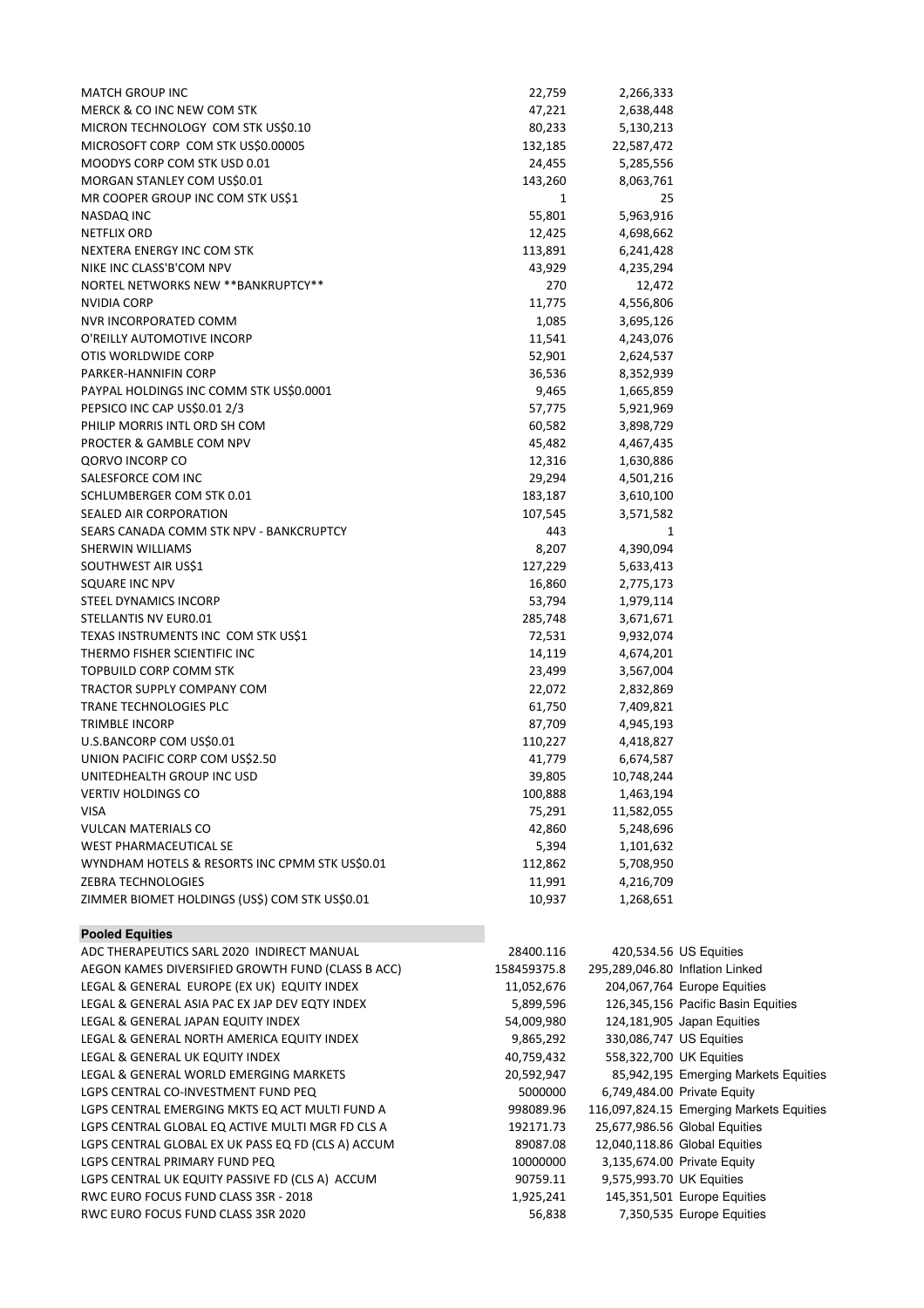| | | |
|---|---|---|
| MATCH GROUP INC | 22,759 | 2,266,333 |
| MERCK & CO INC NEW COM STK | 47,221 | 2,638,448 |
| MICRON TECHNOLOGY COM STK US$0.10 | 80,233 | 5,130,213 |
| MICROSOFT CORP COM STK US$0.00005 | 132,185 | 22,587,472 |
| MOODYS CORP COM STK USD 0.01 | 24,455 | 5,285,556 |
| MORGAN STANLEY COM US$0.01 | 143,260 | 8,063,761 |
| MR COOPER GROUP INC COM STK US$1 | 1 | 25 |
| NASDAQ INC | 55,801 | 5,963,916 |
| NETFLIX ORD | 12,425 | 4,698,662 |
| NEXTERA ENERGY INC COM STK | 113,891 | 6,241,428 |
| NIKE INC CLASS'B'COM NPV | 43,929 | 4,235,294 |
| NORTEL NETWORKS NEW **BANKRUPTCY** | 270 | 12,472 |
| NVIDIA CORP | 11,775 | 4,556,806 |
| NVR INCORPORATED COMM | 1,085 | 3,695,126 |
| O'REILLY AUTOMOTIVE INCORP | 11,541 | 4,243,076 |
| OTIS WORLDWIDE CORP | 52,901 | 2,624,537 |
| PARKER-HANNIFIN CORP | 36,536 | 8,352,939 |
| PAYPAL HOLDINGS INC COMM STK US$0.0001 | 9,465 | 1,665,859 |
| PEPSICO INC CAP US$0.01 2/3 | 57,775 | 5,921,969 |
| PHILIP MORRIS INTL ORD SH COM | 60,582 | 3,898,729 |
| PROCTER & GAMBLE COM NPV | 45,482 | 4,467,435 |
| QORVO INCORP CO | 12,316 | 1,630,886 |
| SALESFORCE COM INC | 29,294 | 4,501,216 |
| SCHLUMBERGER COM STK 0.01 | 183,187 | 3,610,100 |
| SEALED AIR CORPORATION | 107,545 | 3,571,582 |
| SEARS CANADA COMM STK NPV - BANKCRUPTCY | 443 | 1 |
| SHERWIN WILLIAMS | 8,207 | 4,390,094 |
| SOUTHWEST AIR US$1 | 127,229 | 5,633,413 |
| SQUARE INC NPV | 16,860 | 2,775,173 |
| STEEL DYNAMICS INCORP | 53,794 | 1,979,114 |
| STELLANTIS NV EUR0.01 | 285,748 | 3,671,671 |
| TEXAS INSTRUMENTS INC COM STK US$1 | 72,531 | 9,932,074 |
| THERMO FISHER SCIENTIFIC INC | 14,119 | 4,674,201 |
| TOPBUILD CORP COMM STK | 23,499 | 3,567,004 |
| TRACTOR SUPPLY COMPANY COM | 22,072 | 2,832,869 |
| TRANE TECHNOLOGIES PLC | 61,750 | 7,409,821 |
| TRIMBLE INCORP | 87,709 | 4,945,193 |
| U.S.BANCORP COM US$0.01 | 110,227 | 4,418,827 |
| UNION PACIFIC CORP COM US$2.50 | 41,779 | 6,674,587 |
| UNITEDHEALTH GROUP INC USD | 39,805 | 10,748,244 |
| VERTIV HOLDINGS CO | 100,888 | 1,463,194 |
| VISA | 75,291 | 11,582,055 |
| VULCAN MATERIALS CO | 42,860 | 5,248,696 |
| WEST PHARMACEUTICAL SE | 5,394 | 1,101,632 |
| WYNDHAM HOTELS & RESORTS INC CPMM STK US$0.01 | 112,862 | 5,708,950 |
| ZEBRA TECHNOLOGIES | 11,991 | 4,216,709 |
| ZIMMER BIOMET HOLDINGS (US$) COM STK US$0.01 | 10,937 | 1,268,651 |

**Pooled Equities**

| | | | |
|---|---|---|---|
| ADC THERAPEUTICS SARL 2020 INDIRECT MANUAL | 28400.116 | 420,534.56 | US Equities |
| AEGON KAMES DIVERSIFIED GROWTH FUND (CLASS B ACC) | 158459375.8 | 295,289,046.80 | Inflation Linked |
| LEGAL & GENERAL EUROPE (EX UK) EQUITY INDEX | 11,052,676 | 204,067,764 | Europe Equities |
| LEGAL & GENERAL ASIA PAC EX JAP DEV EQTY INDEX | 5,899,596 | 126,345,156 | Pacific Basin Equities |
| LEGAL & GENERAL JAPAN EQUITY INDEX | 54,009,980 | 124,181,905 | Japan Equities |
| LEGAL & GENERAL NORTH AMERICA EQUITY INDEX | 9,865,292 | 330,086,747 | US Equities |
| LEGAL & GENERAL UK EQUITY INDEX | 40,759,432 | 558,322,700 | UK Equities |
| LEGAL & GENERAL WORLD EMERGING MARKETS | 20,592,947 | 85,942,195 | Emerging Markets Equities |
| LGPS CENTRAL CO-INVESTMENT FUND PEQ | 5000000 | 6,749,484.00 | Private Equity |
| LGPS CENTRAL EMERGING MKTS EQ ACT MULTI FUND A | 998089.96 | 116,097,824.15 | Emerging Markets Equities |
| LGPS CENTRAL GLOBAL EQ ACTIVE MULTI MGR FD CLS A | 192171.73 | 25,677,986.56 | Global Equities |
| LGPS CENTRAL GLOBAL EX UK PASS EQ FD (CLS A) ACCUM | 89087.08 | 12,040,118.86 | Global Equities |
| LGPS CENTRAL PRIMARY FUND PEQ | 10000000 | 3,135,674.00 | Private Equity |
| LGPS CENTRAL UK EQUITY PASSIVE FD (CLS A) ACCUM | 90759.11 | 9,575,993.70 | UK Equities |
| RWC EURO FOCUS FUND CLASS 3SR - 2018 | 1,925,241 | 145,351,501 | Europe Equities |
| RWC EURO FOCUS FUND CLASS 3SR 2020 | 56,838 | 7,350,535 | Europe Equities |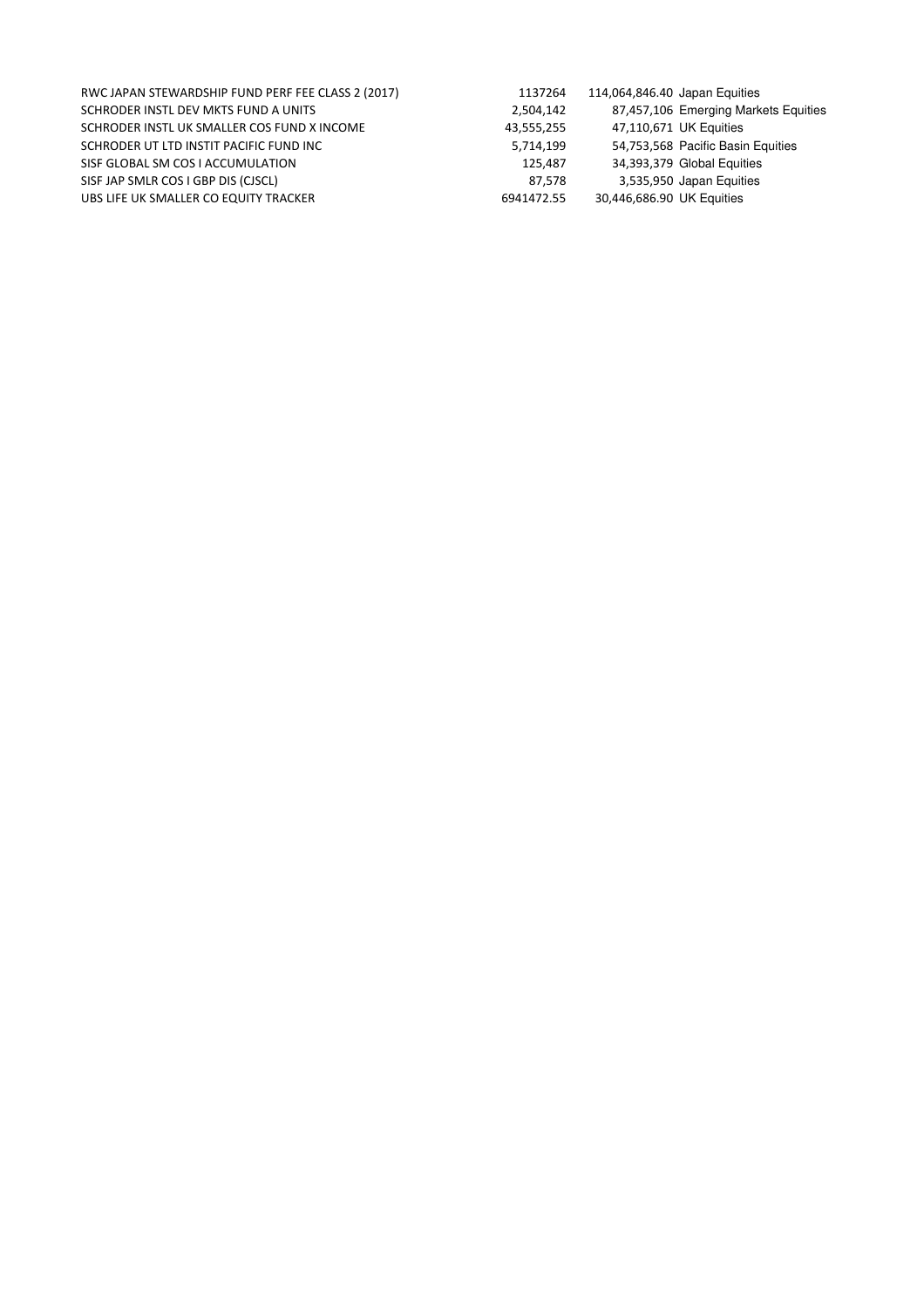| | | | |
|---|---|---|---|
| RWC JAPAN STEWARDSHIP FUND PERF FEE CLASS 2 (2017) | 1137264 | 114,064,846.40 | Japan Equities |
| SCHRODER INSTL DEV MKTS FUND A UNITS | 2,504,142 | 87,457,106 | Emerging Markets Equities |
| SCHRODER INSTL UK SMALLER COS FUND X INCOME | 43,555,255 | 47,110,671 | UK Equities |
| SCHRODER UT LTD INSTIT PACIFIC FUND INC | 5,714,199 | 54,753,568 | Pacific Basin Equities |
| SISF GLOBAL SM COS I ACCUMULATION | 125,487 | 34,393,379 | Global Equities |
| SISF JAP SMLR COS I GBP DIS (CJSCL) | 87,578 | 3,535,950 | Japan Equities |
| UBS LIFE UK SMALLER CO EQUITY TRACKER | 6941472.55 | 30,446,686.90 | UK Equities |